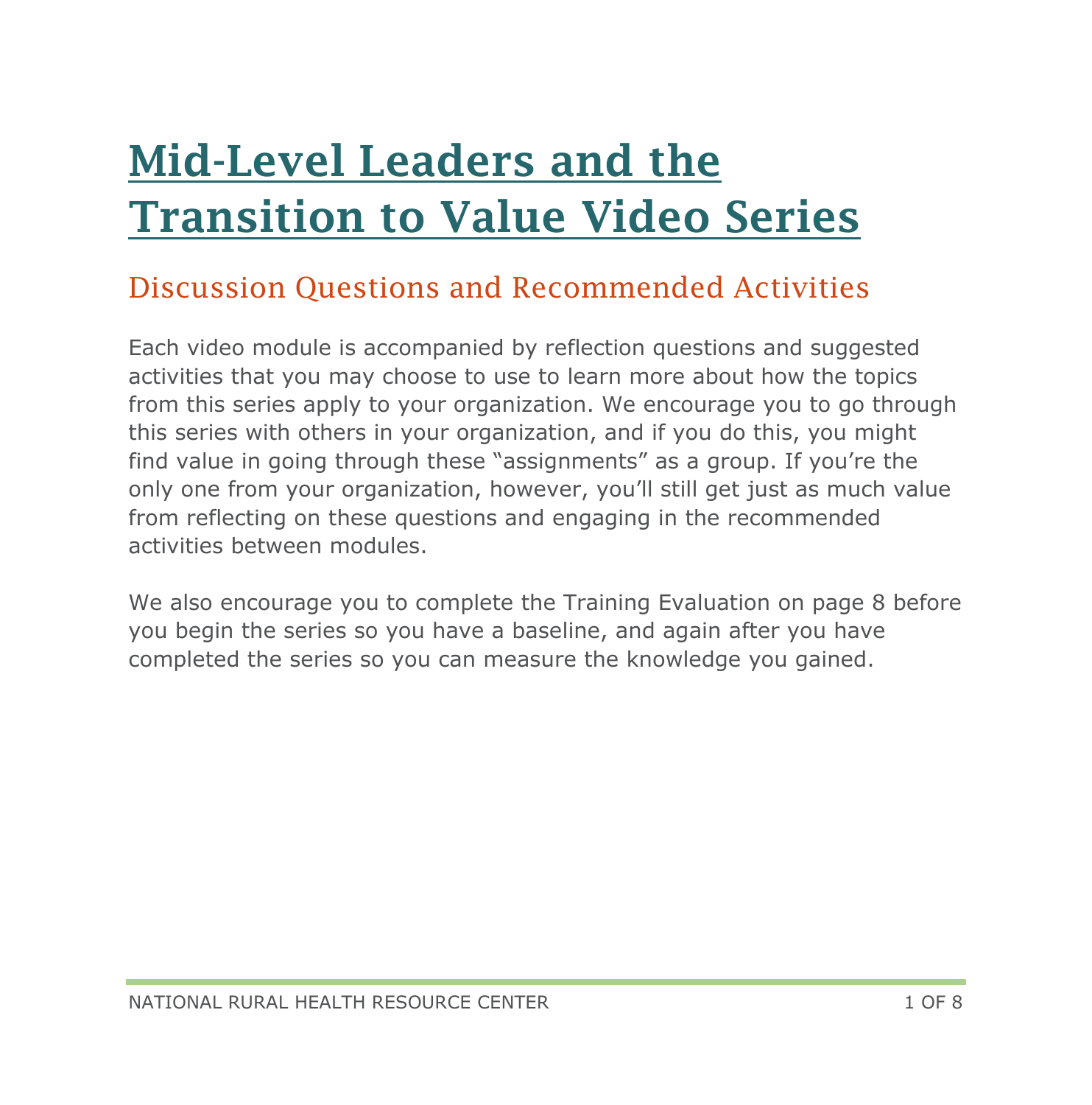# Mid-Level Leaders and the Transition to Value Video Series

## Discussion Questions and Recommended Activities

Each video module is accompanied by reflection questions and suggested activities that you may choose to use to learn more about how the topics from this series apply to your organization. We encourage you to go through this series with others in your organization, and if you do this, you might find value in going through these "assignments" as a group. If you're the only one from your organization, however, you'll still get just as much value from reflecting on these questions and engaging in the recommended activities between modules.

We also encourage you to complete the Training Evaluation on page 8 before you begin the series so you have a baseline, and again after you have completed the series so you can measure the knowledge you gained.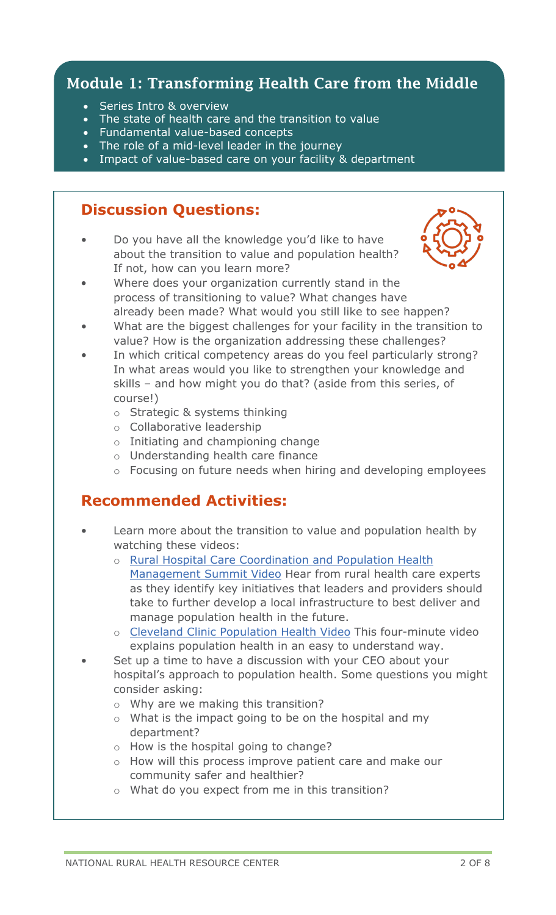## Module 1: Transforming Health Care from the Middle

- Series Intro & overview
- The state of health care and the transition to value
- Fundamental value-based concepts
- The role of a mid-level leader in the journey
- Impact of value-based care on your facility & department

### Discussion Questions:

- Do you have all the knowledge you'd like to have about the transition to value and population health? If not, how can you learn more?
- Where does your organization currently stand in the process of transitioning to value? What changes have already been made? What would you still like to see happen?
- What are the biggest challenges for your facility in the transition to value? How is the organization addressing these challenges?
- In which critical competency areas do you feel particularly strong? In what areas would you like to strengthen your knowledge and skills – and how might you do that? (aside from this series, of course!)
  - Strategic & systems thinking
  - Collaborative leadership
  - Initiating and championing change
  - Understanding health care finance
  - Focusing on future needs when hiring and developing employees

### Recommended Activities:

- Learn more about the transition to value and population health by watching these videos:
  - Rural Hospital Care Coordination and Population Health Management Summit Video Hear from rural health care experts as they identify key initiatives that leaders and providers should take to further develop a local infrastructure to best deliver and manage population health in the future.
  - Cleveland Clinic Population Health Video This four-minute video explains population health in an easy to understand way.
- Set up a time to have a discussion with your CEO about your hospital's approach to population health. Some questions you might consider asking:
  - Why are we making this transition?
  - What is the impact going to be on the hospital and my department?
  - How is the hospital going to change?
  - How will this process improve patient care and make our community safer and healthier?
  - What do you expect from me in this transition?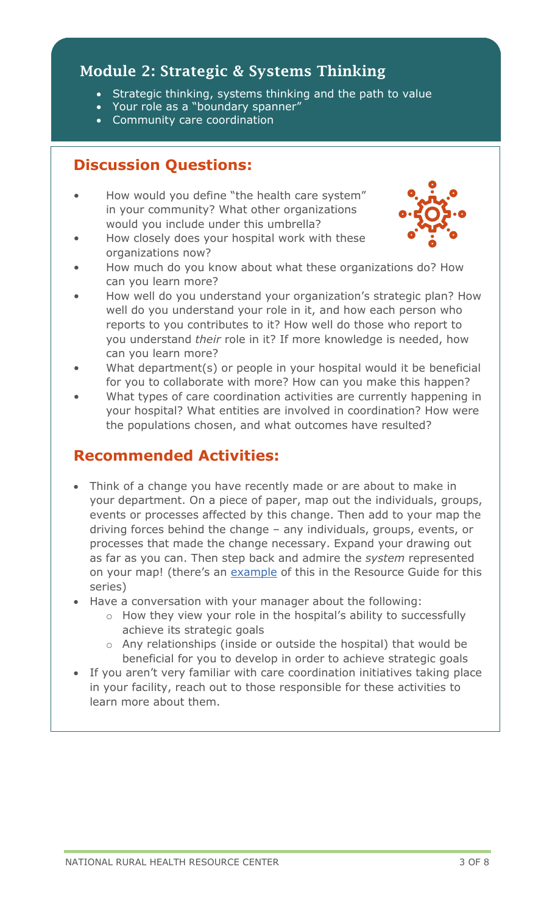## Module 2: Strategic & Systems Thinking

- Strategic thinking, systems thinking and the path to value
- Your role as a "boundary spanner"
- Community care coordination

### Discussion Questions:

- How would you define "the health care system" in your community? What other organizations would you include under this umbrella?
- How closely does your hospital work with these organizations now?
- How much do you know about what these organizations do? How can you learn more?
- How well do you understand your organization's strategic plan? How well do you understand your role in it, and how each person who reports to you contributes to it? How well do those who report to you understand *their* role in it? If more knowledge is needed, how can you learn more?
- What department(s) or people in your hospital would it be beneficial for you to collaborate with more? How can you make this happen?
- What types of care coordination activities are currently happening in your hospital? What entities are involved in coordination? How were the populations chosen, and what outcomes have resulted?

### Recommended Activities:

- Think of a change you have recently made or are about to make in your department. On a piece of paper, map out the individuals, groups, events or processes affected by this change. Then add to your map the driving forces behind the change – any individuals, groups, events, or processes that made the change necessary. Expand your drawing out as far as you can. Then step back and admire the *system* represented on your map! (there's an example of this in the Resource Guide for this series)
- Have a conversation with your manager about the following:
  - How they view your role in the hospital's ability to successfully achieve its strategic goals
  - Any relationships (inside or outside the hospital) that would be beneficial for you to develop in order to achieve strategic goals
- If you aren't very familiar with care coordination initiatives taking place in your facility, reach out to those responsible for these activities to learn more about them.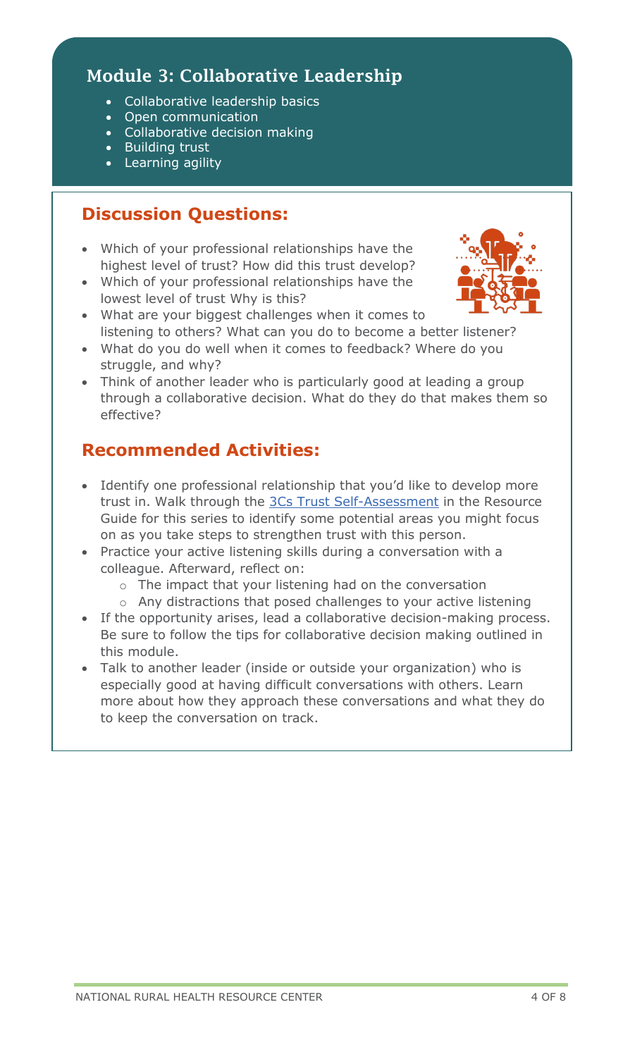## Module 3: Collaborative Leadership

- Collaborative leadership basics
- Open communication
- Collaborative decision making
- Building trust
- Learning agility

### Discussion Questions:

- Which of your professional relationships have the highest level of trust? How did this trust develop?
- Which of your professional relationships have the lowest level of trust Why is this?
- What are your biggest challenges when it comes to listening to others? What can you do to become a better listener?
- What do you do well when it comes to feedback? Where do you struggle, and why?
- Think of another leader who is particularly good at leading a group through a collaborative decision. What do they do that makes them so effective?

### Recommended Activities:

- Identify one professional relationship that you'd like to develop more trust in. Walk through the 3Cs Trust Self-Assessment in the Resource Guide for this series to identify some potential areas you might focus on as you take steps to strengthen trust with this person.
- Practice your active listening skills during a conversation with a colleague. Afterward, reflect on:
  - The impact that your listening had on the conversation
  - Any distractions that posed challenges to your active listening
- If the opportunity arises, lead a collaborative decision-making process. Be sure to follow the tips for collaborative decision making outlined in this module.
- Talk to another leader (inside or outside your organization) who is especially good at having difficult conversations with others. Learn more about how they approach these conversations and what they do to keep the conversation on track.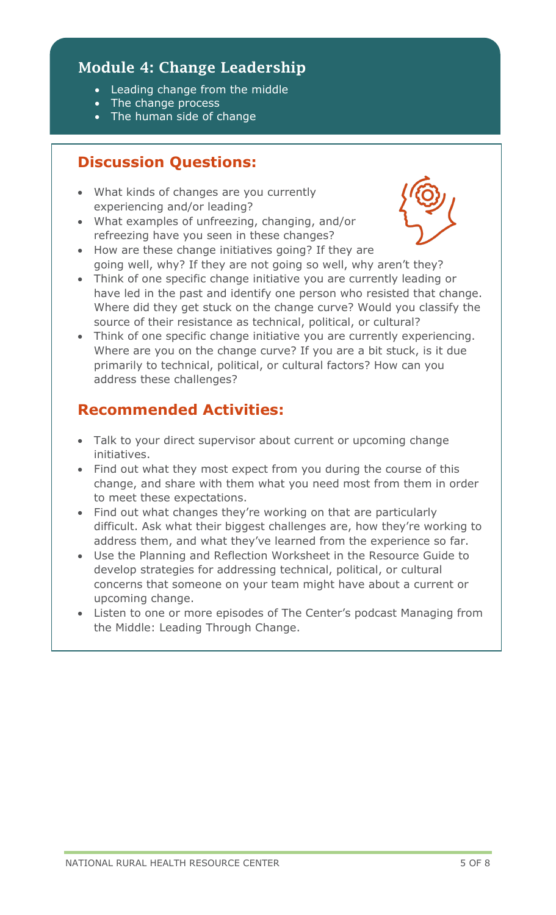## Module 4: Change Leadership

- Leading change from the middle
- The change process
- The human side of change

### Discussion Questions:

- What kinds of changes are you currently experiencing and/or leading?
- What examples of unfreezing, changing, and/or refreezing have you seen in these changes?
- How are these change initiatives going? If they are going well, why? If they are not going so well, why aren't they?
- Think of one specific change initiative you are currently leading or have led in the past and identify one person who resisted that change. Where did they get stuck on the change curve? Would you classify the source of their resistance as technical, political, or cultural?
- Think of one specific change initiative you are currently experiencing. Where are you on the change curve? If you are a bit stuck, is it due primarily to technical, political, or cultural factors? How can you address these challenges?

### Recommended Activities:

- Talk to your direct supervisor about current or upcoming change initiatives.
- Find out what they most expect from you during the course of this change, and share with them what you need most from them in order to meet these expectations.
- Find out what changes they're working on that are particularly difficult. Ask what their biggest challenges are, how they're working to address them, and what they've learned from the experience so far.
- Use the Planning and Reflection Worksheet in the Resource Guide to develop strategies for addressing technical, political, or cultural concerns that someone on your team might have about a current or upcoming change.
- Listen to one or more episodes of The Center's podcast Managing from the Middle: Leading Through Change.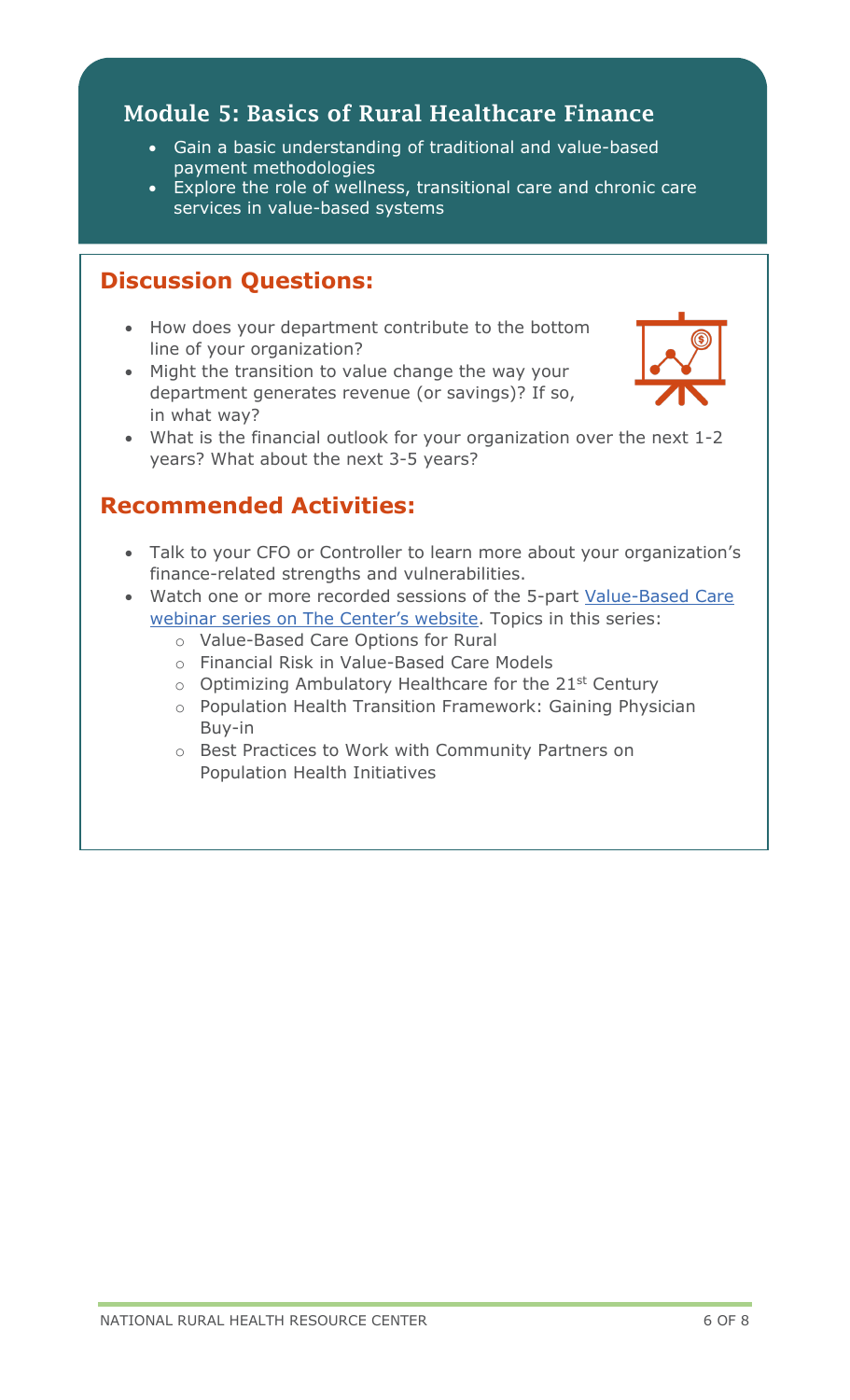## Module 5: Basics of Rural Healthcare Finance

- Gain a basic understanding of traditional and value-based payment methodologies
- Explore the role of wellness, transitional care and chronic care services in value-based systems

### Discussion Questions:

- How does your department contribute to the bottom line of your organization?
- Might the transition to value change the way your department generates revenue (or savings)? If so, in what way?
- What is the financial outlook for your organization over the next 1-2 years? What about the next 3-5 years?

### Recommended Activities:

- Talk to your CFO or Controller to learn more about your organization's finance-related strengths and vulnerabilities.
- Watch one or more recorded sessions of the 5-part Value-Based Care webinar series on The Center's website. Topics in this series:
  - Value-Based Care Options for Rural
  - Financial Risk in Value-Based Care Models
  - Optimizing Ambulatory Healthcare for the 21st Century
  - Population Health Transition Framework: Gaining Physician Buy-in
  - Best Practices to Work with Community Partners on Population Health Initiatives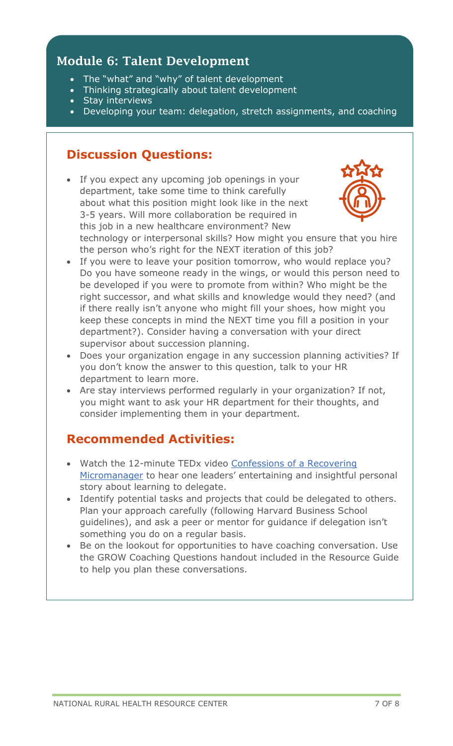## Module 6: Talent Development

- The "what" and "why" of talent development
- Thinking strategically about talent development
- Stay interviews
- Developing your team: delegation, stretch assignments, and coaching

### Discussion Questions:

- If you expect any upcoming job openings in your department, take some time to think carefully about what this position might look like in the next 3-5 years. Will more collaboration be required in this job in a new healthcare environment? New technology or interpersonal skills? How might you ensure that you hire the person who's right for the NEXT iteration of this job?
- If you were to leave your position tomorrow, who would replace you? Do you have someone ready in the wings, or would this person need to be developed if you were to promote from within? Who might be the right successor, and what skills and knowledge would they need? (and if there really isn't anyone who might fill your shoes, how might you keep these concepts in mind the NEXT time you fill a position in your department?). Consider having a conversation with your direct supervisor about succession planning.
- Does your organization engage in any succession planning activities? If you don't know the answer to this question, talk to your HR department to learn more.
- Are stay interviews performed regularly in your organization? If not, you might want to ask your HR department for their thoughts, and consider implementing them in your department.

### Recommended Activities:

- Watch the 12-minute TEDx video Confessions of a Recovering Micromanager to hear one leaders' entertaining and insightful personal story about learning to delegate.
- Identify potential tasks and projects that could be delegated to others. Plan your approach carefully (following Harvard Business School guidelines), and ask a peer or mentor for guidance if delegation isn't something you do on a regular basis.
- Be on the lookout for opportunities to have coaching conversation. Use the GROW Coaching Questions handout included in the Resource Guide to help you plan these conversations.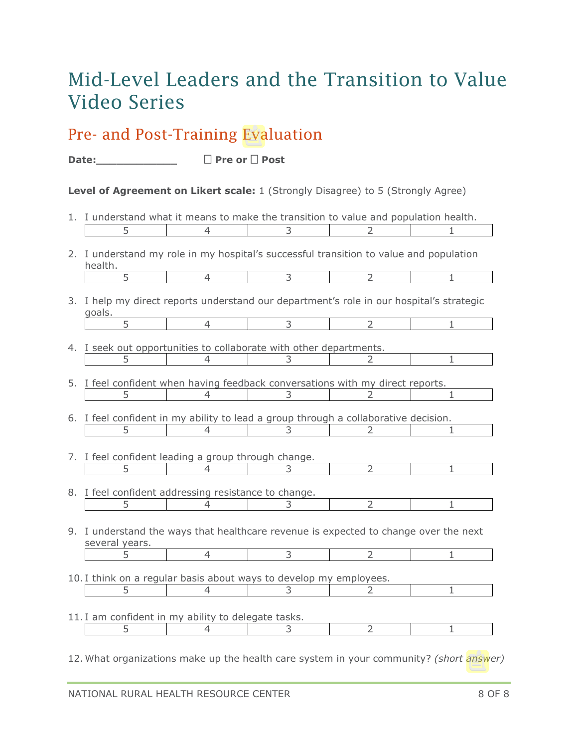# Mid-Level Leaders and the Transition to Value Video Series

## Pre- and Post-Training Evaluation

**Date:**____________ ☐ **Pre or** ☐ **Post**

**Level of Agreement on Likert scale:** 1 (Strongly Disagree) to 5 (Strongly Agree)

1. I understand what it means to make the transition to value and population health.

| | | | | |
|---|---|---|---|---|
| 5 | 4 | 3 | 2 | 1 |

2. I understand my role in my hospital's successful transition to value and population health.

| | | | | |
|---|---|---|---|---|
| 5 | 4 | 3 | 2 | 1 |

3. I help my direct reports understand our department's role in our hospital's strategic goals.

| | | | | |
|---|---|---|---|---|
| 5 | 4 | 3 | 2 | 1 |

4. I seek out opportunities to collaborate with other departments.

| | | | | |
|---|---|---|---|---|
| 5 | 4 | 3 | 2 | 1 |

5. I feel confident when having feedback conversations with my direct reports.

| | | | | |
|---|---|---|---|---|
| 5 | 4 | 3 | 2 | 1 |

6. I feel confident in my ability to lead a group through a collaborative decision.

| | | | | |
|---|---|---|---|---|
| 5 | 4 | 3 | 2 | 1 |

7. I feel confident leading a group through change.

| | | | | |
|---|---|---|---|---|
| 5 | 4 | 3 | 2 | 1 |

8. I feel confident addressing resistance to change.

| | | | | |
|---|---|---|---|---|
| 5 | 4 | 3 | 2 | 1 |

9. I understand the ways that healthcare revenue is expected to change over the next several years.

| | | | | |
|---|---|---|---|---|
| 5 | 4 | 3 | 2 | 1 |

10. I think on a regular basis about ways to develop my employees.

| | | | | |
|---|---|---|---|---|
| 5 | 4 | 3 | 2 | 1 |

11. I am confident in my ability to delegate tasks.

| | | | | |
|---|---|---|---|---|
| 5 | 4 | 3 | 2 | 1 |

12. What organizations make up the health care system in your community? *(short answer)*